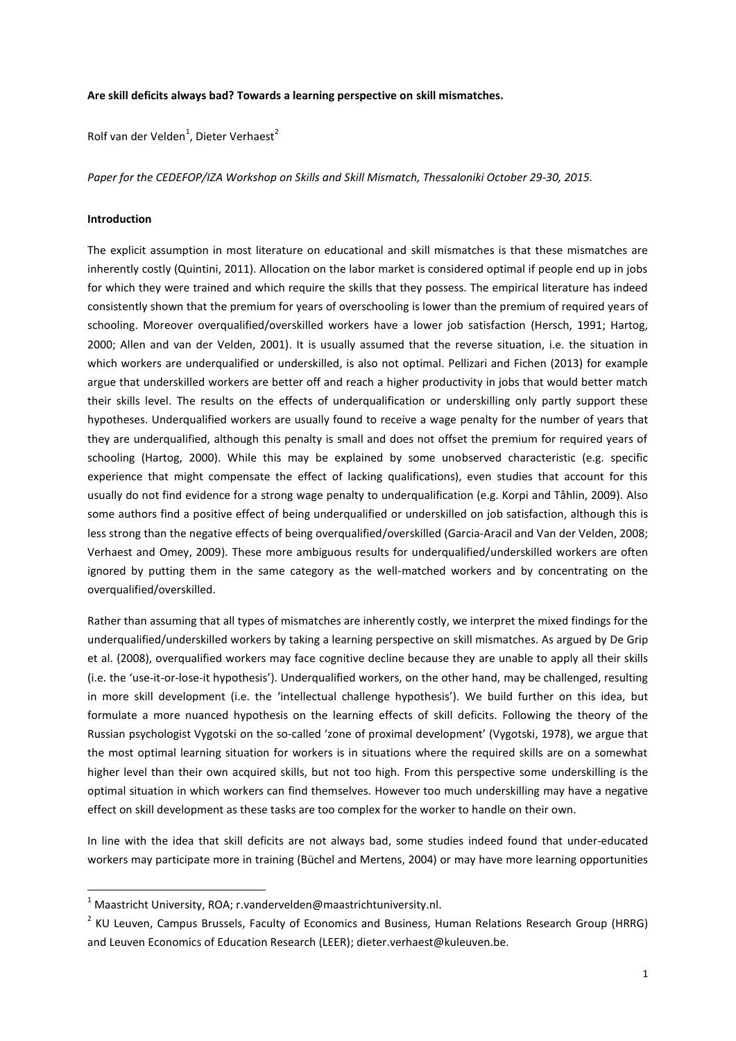**Are skill deficits always bad? Towards a learning perspective on skill mismatches.**

Rolf van der Velden[1], Dieter Verhaest[2]

*Paper for the CEDEFOP/IZA Workshop on Skills and Skill Mismatch, Thessaloniki October 29-30, 2015.*

**Introduction**

The explicit assumption in most literature on educational and skill mismatches is that these mismatches are inherently costly (Quintini, 2011). Allocation on the labor market is considered optimal if people end up in jobs for which they were trained and which require the skills that they possess. The empirical literature has indeed consistently shown that the premium for years of overschooling is lower than the premium of required years of schooling. Moreover overqualified/overskilled workers have a lower job satisfaction (Hersch, 1991; Hartog, 2000; Allen and van der Velden, 2001). It is usually assumed that the reverse situation, i.e. the situation in which workers are underqualified or underskilled, is also not optimal. Pellizari and Fichen (2013) for example argue that underskilled workers are better off and reach a higher productivity in jobs that would better match their skills level. The results on the effects of underqualification or underskilling only partly support these hypotheses. Underqualified workers are usually found to receive a wage penalty for the number of years that they are underqualified, although this penalty is small and does not offset the premium for required years of schooling (Hartog, 2000). While this may be explained by some unobserved characteristic (e.g. specific experience that might compensate the effect of lacking qualifications), even studies that account for this usually do not find evidence for a strong wage penalty to underqualification (e.g. Korpi and Tåhlin, 2009). Also some authors find a positive effect of being underqualified or underskilled on job satisfaction, although this is less strong than the negative effects of being overqualified/overskilled (Garcia-Aracil and Van der Velden, 2008; Verhaest and Omey, 2009). These more ambiguous results for underqualified/underskilled workers are often ignored by putting them in the same category as the well-matched workers and by concentrating on the overqualified/overskilled.

Rather than assuming that all types of mismatches are inherently costly, we interpret the mixed findings for the underqualified/underskilled workers by taking a learning perspective on skill mismatches. As argued by De Grip et al. (2008), overqualified workers may face cognitive decline because they are unable to apply all their skills (i.e. the 'use-it-or-lose-it hypothesis'). Underqualified workers, on the other hand, may be challenged, resulting in more skill development (i.e. the 'intellectual challenge hypothesis'). We build further on this idea, but formulate a more nuanced hypothesis on the learning effects of skill deficits. Following the theory of the Russian psychologist Vygotski on the so-called 'zone of proximal development' (Vygotski, 1978), we argue that the most optimal learning situation for workers is in situations where the required skills are on a somewhat higher level than their own acquired skills, but not too high. From this perspective some underskilling is the optimal situation in which workers can find themselves. However too much underskilling may have a negative effect on skill development as these tasks are too complex for the worker to handle on their own.

In line with the idea that skill deficits are not always bad, some studies indeed found that under-educated workers may participate more in training (Büchel and Mertens, 2004) or may have more learning opportunities

[1] Maastricht University, ROA; r.vandervelden@maastrichtuniversity.nl.

[2] KU Leuven, Campus Brussels, Faculty of Economics and Business, Human Relations Research Group (HRRG) and Leuven Economics of Education Research (LEER); dieter.verhaest@kuleuven.be.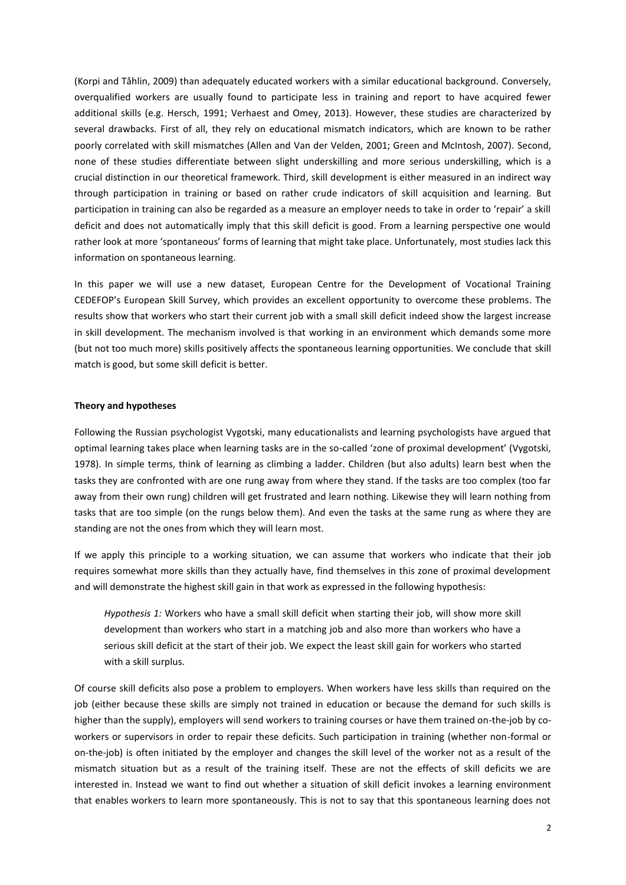(Korpi and Tåhlin, 2009) than adequately educated workers with a similar educational background. Conversely, overqualified workers are usually found to participate less in training and report to have acquired fewer additional skills (e.g. Hersch, 1991; Verhaest and Omey, 2013). However, these studies are characterized by several drawbacks. First of all, they rely on educational mismatch indicators, which are known to be rather poorly correlated with skill mismatches (Allen and Van der Velden, 2001; Green and McIntosh, 2007). Second, none of these studies differentiate between slight underskilling and more serious underskilling, which is a crucial distinction in our theoretical framework. Third, skill development is either measured in an indirect way through participation in training or based on rather crude indicators of skill acquisition and learning. But participation in training can also be regarded as a measure an employer needs to take in order to 'repair' a skill deficit and does not automatically imply that this skill deficit is good. From a learning perspective one would rather look at more 'spontaneous' forms of learning that might take place. Unfortunately, most studies lack this information on spontaneous learning.

In this paper we will use a new dataset, European Centre for the Development of Vocational Training CEDEFOP's European Skill Survey, which provides an excellent opportunity to overcome these problems. The results show that workers who start their current job with a small skill deficit indeed show the largest increase in skill development. The mechanism involved is that working in an environment which demands some more (but not too much more) skills positively affects the spontaneous learning opportunities. We conclude that skill match is good, but some skill deficit is better.

**Theory and hypotheses**

Following the Russian psychologist Vygotski, many educationalists and learning psychologists have argued that optimal learning takes place when learning tasks are in the so-called 'zone of proximal development' (Vygotski, 1978). In simple terms, think of learning as climbing a ladder. Children (but also adults) learn best when the tasks they are confronted with are one rung away from where they stand. If the tasks are too complex (too far away from their own rung) children will get frustrated and learn nothing. Likewise they will learn nothing from tasks that are too simple (on the rungs below them). And even the tasks at the same rung as where they are standing are not the ones from which they will learn most.

If we apply this principle to a working situation, we can assume that workers who indicate that their job requires somewhat more skills than they actually have, find themselves in this zone of proximal development and will demonstrate the highest skill gain in that work as expressed in the following hypothesis:

> *Hypothesis 1:* Workers who have a small skill deficit when starting their job, will show more skill development than workers who start in a matching job and also more than workers who have a serious skill deficit at the start of their job. We expect the least skill gain for workers who started with a skill surplus.

Of course skill deficits also pose a problem to employers. When workers have less skills than required on the job (either because these skills are simply not trained in education or because the demand for such skills is higher than the supply), employers will send workers to training courses or have them trained on-the-job by co-workers or supervisors in order to repair these deficits. Such participation in training (whether non-formal or on-the-job) is often initiated by the employer and changes the skill level of the worker not as a result of the mismatch situation but as a result of the training itself. These are not the effects of skill deficits we are interested in. Instead we want to find out whether a situation of skill deficit invokes a learning environment that enables workers to learn more spontaneously. This is not to say that this spontaneous learning does not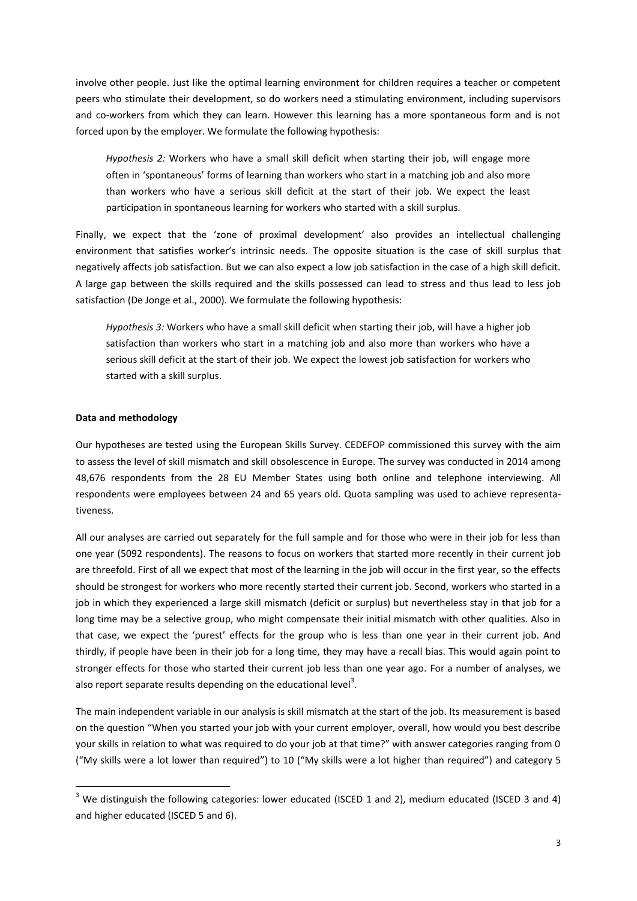involve other people. Just like the optimal learning environment for children requires a teacher or competent peers who stimulate their development, so do workers need a stimulating environment, including supervisors and co-workers from which they can learn. However this learning has a more spontaneous form and is not forced upon by the employer. We formulate the following hypothesis:

> *Hypothesis 2:* Workers who have a small skill deficit when starting their job, will engage more often in 'spontaneous' forms of learning than workers who start in a matching job and also more than workers who have a serious skill deficit at the start of their job. We expect the least participation in spontaneous learning for workers who started with a skill surplus.

Finally, we expect that the 'zone of proximal development' also provides an intellectual challenging environment that satisfies worker's intrinsic needs. The opposite situation is the case of skill surplus that negatively affects job satisfaction. But we can also expect a low job satisfaction in the case of a high skill deficit. A large gap between the skills required and the skills possessed can lead to stress and thus lead to less job satisfaction (De Jonge et al., 2000). We formulate the following hypothesis:

> *Hypothesis 3:* Workers who have a small skill deficit when starting their job, will have a higher job satisfaction than workers who start in a matching job and also more than workers who have a serious skill deficit at the start of their job. We expect the lowest job satisfaction for workers who started with a skill surplus.

**Data and methodology**

Our hypotheses are tested using the European Skills Survey. CEDEFOP commissioned this survey with the aim to assess the level of skill mismatch and skill obsolescence in Europe. The survey was conducted in 2014 among 48,676 respondents from the 28 EU Member States using both online and telephone interviewing. All respondents were employees between 24 and 65 years old. Quota sampling was used to achieve representativeness.

All our analyses are carried out separately for the full sample and for those who were in their job for less than one year (5092 respondents). The reasons to focus on workers that started more recently in their current job are threefold. First of all we expect that most of the learning in the job will occur in the first year, so the effects should be strongest for workers who more recently started their current job. Second, workers who started in a job in which they experienced a large skill mismatch (deficit or surplus) but nevertheless stay in that job for a long time may be a selective group, who might compensate their initial mismatch with other qualities. Also in that case, we expect the 'purest' effects for the group who is less than one year in their current job. And thirdly, if people have been in their job for a long time, they may have a recall bias. This would again point to stronger effects for those who started their current job less than one year ago. For a number of analyses, we also report separate results depending on the educational level[3].

The main independent variable in our analysis is skill mismatch at the start of the job. Its measurement is based on the question "When you started your job with your current employer, overall, how would you best describe your skills in relation to what was required to do your job at that time?" with answer categories ranging from 0 ("My skills were a lot lower than required") to 10 ("My skills were a lot higher than required") and category 5

[3] We distinguish the following categories: lower educated (ISCED 1 and 2), medium educated (ISCED 3 and 4) and higher educated (ISCED 5 and 6).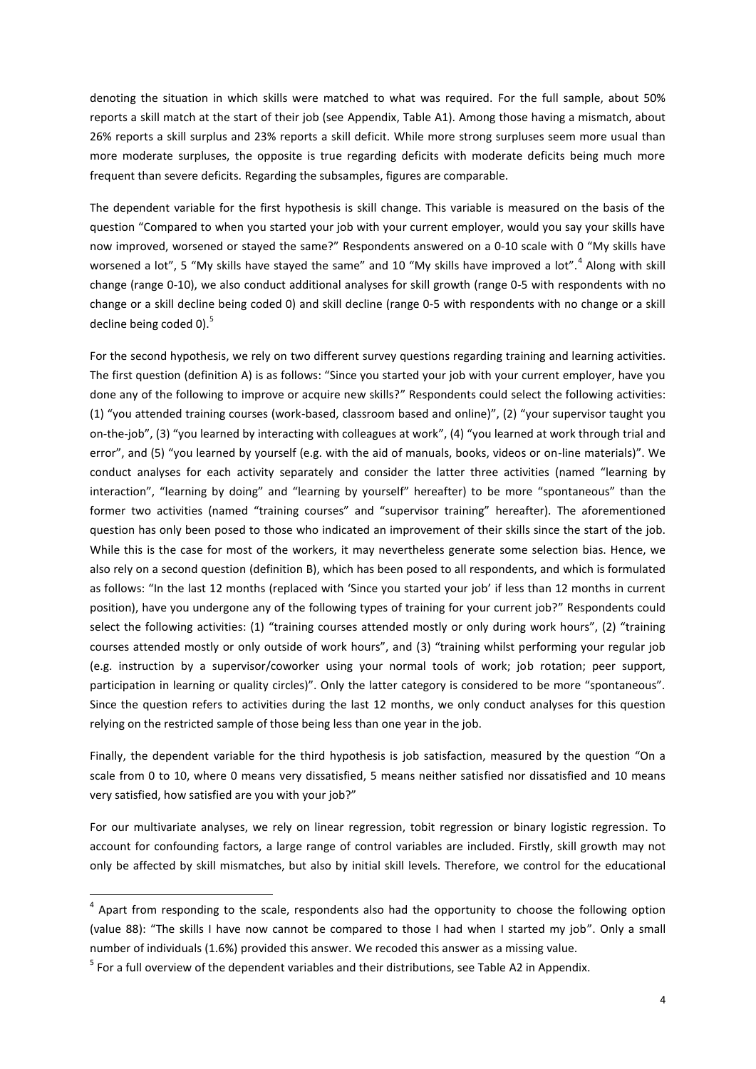denoting the situation in which skills were matched to what was required. For the full sample, about 50% reports a skill match at the start of their job (see Appendix, Table A1). Among those having a mismatch, about 26% reports a skill surplus and 23% reports a skill deficit. While more strong surpluses seem more usual than more moderate surpluses, the opposite is true regarding deficits with moderate deficits being much more frequent than severe deficits. Regarding the subsamples, figures are comparable.

The dependent variable for the first hypothesis is skill change. This variable is measured on the basis of the question "Compared to when you started your job with your current employer, would you say your skills have now improved, worsened or stayed the same?" Respondents answered on a 0-10 scale with 0 "My skills have worsened a lot", 5 "My skills have stayed the same" and 10 "My skills have improved a lot".[4] Along with skill change (range 0-10), we also conduct additional analyses for skill growth (range 0-5 with respondents with no change or a skill decline being coded 0) and skill decline (range 0-5 with respondents with no change or a skill decline being coded 0).[5]

For the second hypothesis, we rely on two different survey questions regarding training and learning activities. The first question (definition A) is as follows: "Since you started your job with your current employer, have you done any of the following to improve or acquire new skills?" Respondents could select the following activities: (1) "you attended training courses (work-based, classroom based and online)", (2) "your supervisor taught you on-the-job", (3) "you learned by interacting with colleagues at work", (4) "you learned at work through trial and error", and (5) "you learned by yourself (e.g. with the aid of manuals, books, videos or on-line materials)". We conduct analyses for each activity separately and consider the latter three activities (named "learning by interaction", "learning by doing" and "learning by yourself" hereafter) to be more "spontaneous" than the former two activities (named "training courses" and "supervisor training" hereafter). The aforementioned question has only been posed to those who indicated an improvement of their skills since the start of the job. While this is the case for most of the workers, it may nevertheless generate some selection bias. Hence, we also rely on a second question (definition B), which has been posed to all respondents, and which is formulated as follows: "In the last 12 months (replaced with 'Since you started your job' if less than 12 months in current position), have you undergone any of the following types of training for your current job?" Respondents could select the following activities: (1) "training courses attended mostly or only during work hours", (2) "training courses attended mostly or only outside of work hours", and (3) "training whilst performing your regular job (e.g. instruction by a supervisor/coworker using your normal tools of work; job rotation; peer support, participation in learning or quality circles)". Only the latter category is considered to be more "spontaneous". Since the question refers to activities during the last 12 months, we only conduct analyses for this question relying on the restricted sample of those being less than one year in the job.

Finally, the dependent variable for the third hypothesis is job satisfaction, measured by the question "On a scale from 0 to 10, where 0 means very dissatisfied, 5 means neither satisfied nor dissatisfied and 10 means very satisfied, how satisfied are you with your job?"

For our multivariate analyses, we rely on linear regression, tobit regression or binary logistic regression. To account for confounding factors, a large range of control variables are included. Firstly, skill growth may not only be affected by skill mismatches, but also by initial skill levels. Therefore, we control for the educational

---

[4] Apart from responding to the scale, respondents also had the opportunity to choose the following option (value 88): "The skills I have now cannot be compared to those I had when I started my job". Only a small number of individuals (1.6%) provided this answer. We recoded this answer as a missing value.

[5] For a full overview of the dependent variables and their distributions, see Table A2 in Appendix.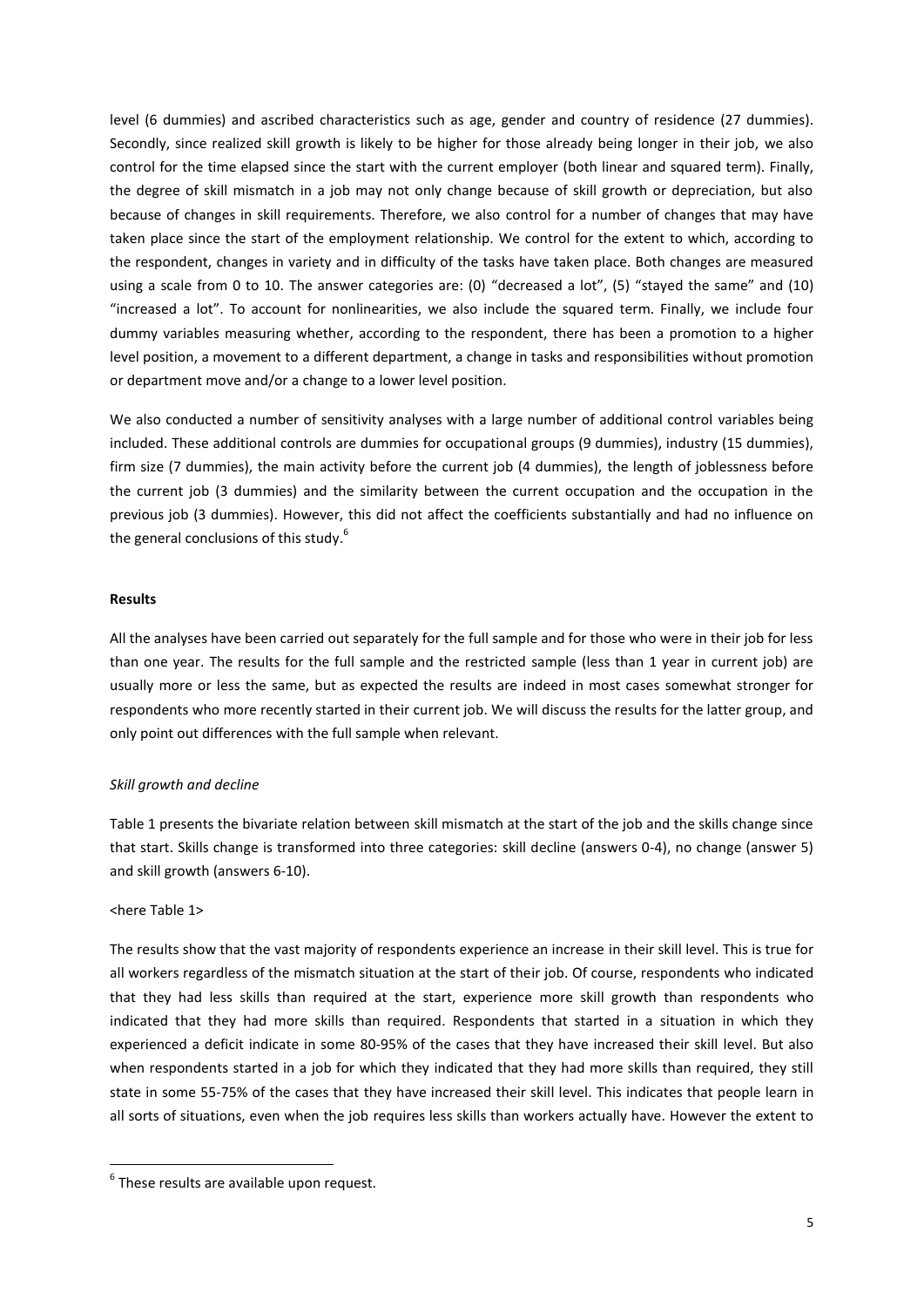level (6 dummies) and ascribed characteristics such as age, gender and country of residence (27 dummies). Secondly, since realized skill growth is likely to be higher for those already being longer in their job, we also control for the time elapsed since the start with the current employer (both linear and squared term). Finally, the degree of skill mismatch in a job may not only change because of skill growth or depreciation, but also because of changes in skill requirements. Therefore, we also control for a number of changes that may have taken place since the start of the employment relationship. We control for the extent to which, according to the respondent, changes in variety and in difficulty of the tasks have taken place. Both changes are measured using a scale from 0 to 10. The answer categories are: (0) "decreased a lot", (5) "stayed the same" and (10) "increased a lot". To account for nonlinearities, we also include the squared term. Finally, we include four dummy variables measuring whether, according to the respondent, there has been a promotion to a higher level position, a movement to a different department, a change in tasks and responsibilities without promotion or department move and/or a change to a lower level position.

We also conducted a number of sensitivity analyses with a large number of additional control variables being included. These additional controls are dummies for occupational groups (9 dummies), industry (15 dummies), firm size (7 dummies), the main activity before the current job (4 dummies), the length of joblessness before the current job (3 dummies) and the similarity between the current occupation and the occupation in the previous job (3 dummies). However, this did not affect the coefficients substantially and had no influence on the general conclusions of this study.[6]

**Results**

All the analyses have been carried out separately for the full sample and for those who were in their job for less than one year. The results for the full sample and the restricted sample (less than 1 year in current job) are usually more or less the same, but as expected the results are indeed in most cases somewhat stronger for respondents who more recently started in their current job. We will discuss the results for the latter group, and only point out differences with the full sample when relevant.

*Skill growth and decline*

Table 1 presents the bivariate relation between skill mismatch at the start of the job and the skills change since that start. Skills change is transformed into three categories: skill decline (answers 0-4), no change (answer 5) and skill growth (answers 6-10).

<here Table 1>

The results show that the vast majority of respondents experience an increase in their skill level. This is true for all workers regardless of the mismatch situation at the start of their job. Of course, respondents who indicated that they had less skills than required at the start, experience more skill growth than respondents who indicated that they had more skills than required. Respondents that started in a situation in which they experienced a deficit indicate in some 80-95% of the cases that they have increased their skill level. But also when respondents started in a job for which they indicated that they had more skills than required, they still state in some 55-75% of the cases that they have increased their skill level. This indicates that people learn in all sorts of situations, even when the job requires less skills than workers actually have. However the extent to

[6] These results are available upon request.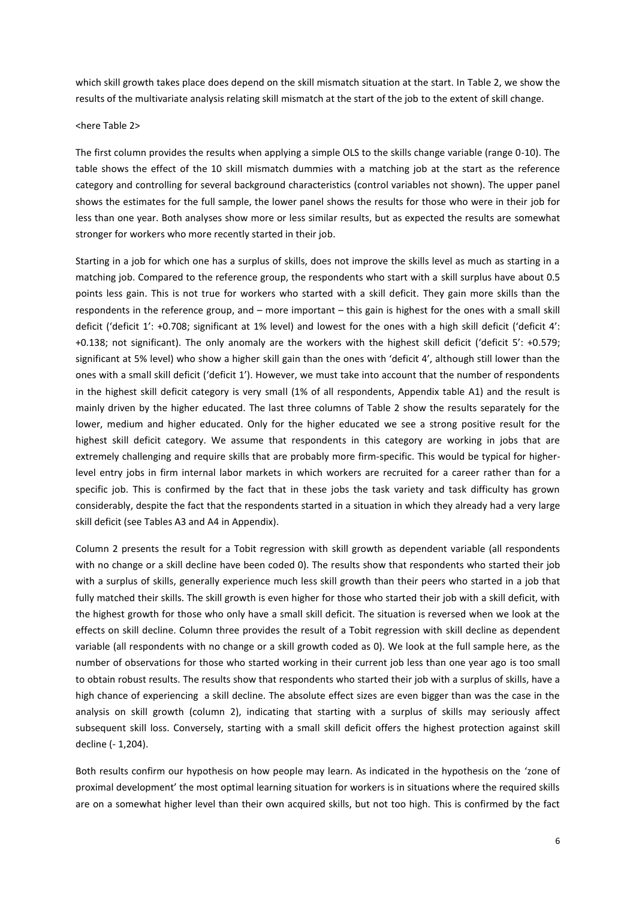which skill growth takes place does depend on the skill mismatch situation at the start. In Table 2, we show the results of the multivariate analysis relating skill mismatch at the start of the job to the extent of skill change.

<here Table 2>

The first column provides the results when applying a simple OLS to the skills change variable (range 0-10). The table shows the effect of the 10 skill mismatch dummies with a matching job at the start as the reference category and controlling for several background characteristics (control variables not shown). The upper panel shows the estimates for the full sample, the lower panel shows the results for those who were in their job for less than one year. Both analyses show more or less similar results, but as expected the results are somewhat stronger for workers who more recently started in their job.

Starting in a job for which one has a surplus of skills, does not improve the skills level as much as starting in a matching job. Compared to the reference group, the respondents who start with a skill surplus have about 0.5 points less gain. This is not true for workers who started with a skill deficit. They gain more skills than the respondents in the reference group, and – more important – this gain is highest for the ones with a small skill deficit ('deficit 1': +0.708; significant at 1% level) and lowest for the ones with a high skill deficit ('deficit 4': +0.138; not significant). The only anomaly are the workers with the highest skill deficit ('deficit 5': +0.579; significant at 5% level) who show a higher skill gain than the ones with 'deficit 4', although still lower than the ones with a small skill deficit ('deficit 1'). However, we must take into account that the number of respondents in the highest skill deficit category is very small (1% of all respondents, Appendix table A1) and the result is mainly driven by the higher educated. The last three columns of Table 2 show the results separately for the lower, medium and higher educated. Only for the higher educated we see a strong positive result for the highest skill deficit category. We assume that respondents in this category are working in jobs that are extremely challenging and require skills that are probably more firm-specific. This would be typical for higher-level entry jobs in firm internal labor markets in which workers are recruited for a career rather than for a specific job. This is confirmed by the fact that in these jobs the task variety and task difficulty has grown considerably, despite the fact that the respondents started in a situation in which they already had a very large skill deficit (see Tables A3 and A4 in Appendix).

Column 2 presents the result for a Tobit regression with skill growth as dependent variable (all respondents with no change or a skill decline have been coded 0). The results show that respondents who started their job with a surplus of skills, generally experience much less skill growth than their peers who started in a job that fully matched their skills. The skill growth is even higher for those who started their job with a skill deficit, with the highest growth for those who only have a small skill deficit. The situation is reversed when we look at the effects on skill decline. Column three provides the result of a Tobit regression with skill decline as dependent variable (all respondents with no change or a skill growth coded as 0). We look at the full sample here, as the number of observations for those who started working in their current job less than one year ago is too small to obtain robust results. The results show that respondents who started their job with a surplus of skills, have a high chance of experiencing a skill decline. The absolute effect sizes are even bigger than was the case in the analysis on skill growth (column 2), indicating that starting with a surplus of skills may seriously affect subsequent skill loss. Conversely, starting with a small skill deficit offers the highest protection against skill decline (- 1,204).

Both results confirm our hypothesis on how people may learn. As indicated in the hypothesis on the 'zone of proximal development' the most optimal learning situation for workers is in situations where the required skills are on a somewhat higher level than their own acquired skills, but not too high. This is confirmed by the fact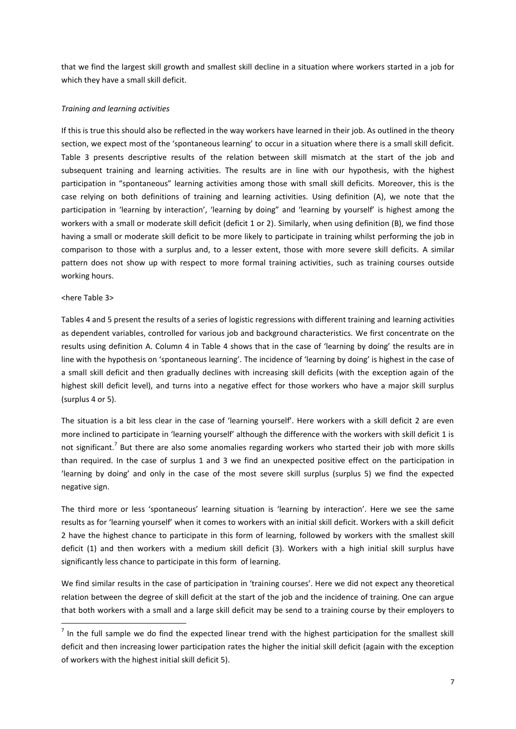that we find the largest skill growth and smallest skill decline in a situation where workers started in a job for which they have a small skill deficit.

*Training and learning activities*

If this is true this should also be reflected in the way workers have learned in their job. As outlined in the theory section, we expect most of the 'spontaneous learning' to occur in a situation where there is a small skill deficit. Table 3 presents descriptive results of the relation between skill mismatch at the start of the job and subsequent training and learning activities. The results are in line with our hypothesis, with the highest participation in "spontaneous" learning activities among those with small skill deficits. Moreover, this is the case relying on both definitions of training and learning activities. Using definition (A), we note that the participation in 'learning by interaction', 'learning by doing" and 'learning by yourself' is highest among the workers with a small or moderate skill deficit (deficit 1 or 2). Similarly, when using definition (B), we find those having a small or moderate skill deficit to be more likely to participate in training whilst performing the job in comparison to those with a surplus and, to a lesser extent, those with more severe skill deficits. A similar pattern does not show up with respect to more formal training activities, such as training courses outside working hours.

<here Table 3>

Tables 4 and 5 present the results of a series of logistic regressions with different training and learning activities as dependent variables, controlled for various job and background characteristics. We first concentrate on the results using definition A. Column 4 in Table 4 shows that in the case of 'learning by doing' the results are in line with the hypothesis on 'spontaneous learning'. The incidence of 'learning by doing' is highest in the case of a small skill deficit and then gradually declines with increasing skill deficits (with the exception again of the highest skill deficit level), and turns into a negative effect for those workers who have a major skill surplus (surplus 4 or 5).

The situation is a bit less clear in the case of 'learning yourself'. Here workers with a skill deficit 2 are even more inclined to participate in 'learning yourself' although the difference with the workers with skill deficit 1 is not significant.[7] But there are also some anomalies regarding workers who started their job with more skills than required. In the case of surplus 1 and 3 we find an unexpected positive effect on the participation in 'learning by doing' and only in the case of the most severe skill surplus (surplus 5) we find the expected negative sign.

The third more or less 'spontaneous' learning situation is 'learning by interaction'. Here we see the same results as for 'learning yourself' when it comes to workers with an initial skill deficit. Workers with a skill deficit 2 have the highest chance to participate in this form of learning, followed by workers with the smallest skill deficit (1) and then workers with a medium skill deficit (3). Workers with a high initial skill surplus have significantly less chance to participate in this form of learning.

We find similar results in the case of participation in 'training courses'. Here we did not expect any theoretical relation between the degree of skill deficit at the start of the job and the incidence of training. One can argue that both workers with a small and a large skill deficit may be send to a training course by their employers to

[7] In the full sample we do find the expected linear trend with the highest participation for the smallest skill deficit and then increasing lower participation rates the higher the initial skill deficit (again with the exception of workers with the highest initial skill deficit 5).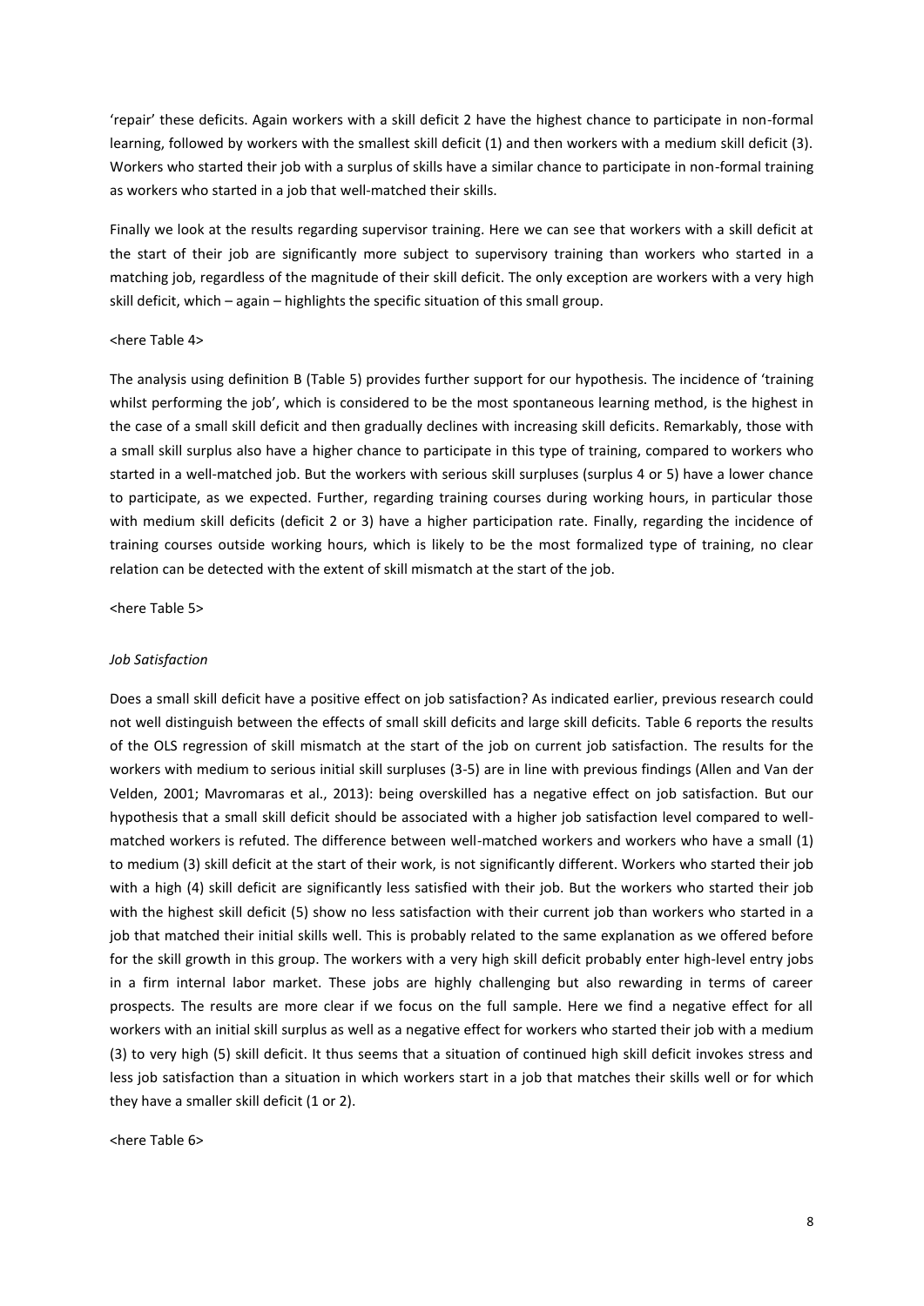'repair' these deficits. Again workers with a skill deficit 2 have the highest chance to participate in non-formal learning, followed by workers with the smallest skill deficit (1) and then workers with a medium skill deficit (3). Workers who started their job with a surplus of skills have a similar chance to participate in non-formal training as workers who started in a job that well-matched their skills.

Finally we look at the results regarding supervisor training. Here we can see that workers with a skill deficit at the start of their job are significantly more subject to supervisory training than workers who started in a matching job, regardless of the magnitude of their skill deficit. The only exception are workers with a very high skill deficit, which – again – highlights the specific situation of this small group.

<here Table 4>

The analysis using definition B (Table 5) provides further support for our hypothesis. The incidence of 'training whilst performing the job', which is considered to be the most spontaneous learning method, is the highest in the case of a small skill deficit and then gradually declines with increasing skill deficits. Remarkably, those with a small skill surplus also have a higher chance to participate in this type of training, compared to workers who started in a well-matched job. But the workers with serious skill surpluses (surplus 4 or 5) have a lower chance to participate, as we expected. Further, regarding training courses during working hours, in particular those with medium skill deficits (deficit 2 or 3) have a higher participation rate. Finally, regarding the incidence of training courses outside working hours, which is likely to be the most formalized type of training, no clear relation can be detected with the extent of skill mismatch at the start of the job.

<here Table 5>

*Job Satisfaction*

Does a small skill deficit have a positive effect on job satisfaction? As indicated earlier, previous research could not well distinguish between the effects of small skill deficits and large skill deficits. Table 6 reports the results of the OLS regression of skill mismatch at the start of the job on current job satisfaction. The results for the workers with medium to serious initial skill surpluses (3-5) are in line with previous findings (Allen and Van der Velden, 2001; Mavromaras et al., 2013): being overskilled has a negative effect on job satisfaction. But our hypothesis that a small skill deficit should be associated with a higher job satisfaction level compared to well-matched workers is refuted. The difference between well-matched workers and workers who have a small (1) to medium (3) skill deficit at the start of their work, is not significantly different. Workers who started their job with a high (4) skill deficit are significantly less satisfied with their job. But the workers who started their job with the highest skill deficit (5) show no less satisfaction with their current job than workers who started in a job that matched their initial skills well. This is probably related to the same explanation as we offered before for the skill growth in this group. The workers with a very high skill deficit probably enter high-level entry jobs in a firm internal labor market. These jobs are highly challenging but also rewarding in terms of career prospects. The results are more clear if we focus on the full sample. Here we find a negative effect for all workers with an initial skill surplus as well as a negative effect for workers who started their job with a medium (3) to very high (5) skill deficit. It thus seems that a situation of continued high skill deficit invokes stress and less job satisfaction than a situation in which workers start in a job that matches their skills well or for which they have a smaller skill deficit (1 or 2).

<here Table 6>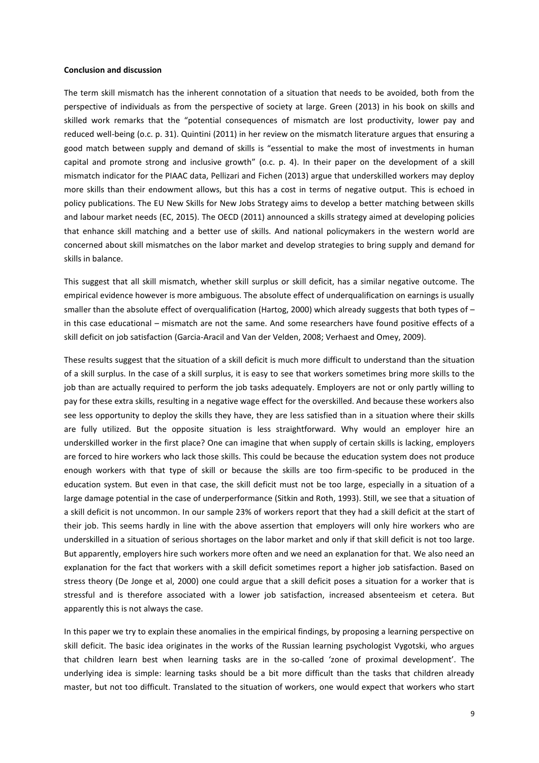**Conclusion and discussion**

The term skill mismatch has the inherent connotation of a situation that needs to be avoided, both from the perspective of individuals as from the perspective of society at large. Green (2013) in his book on skills and skilled work remarks that the "potential consequences of mismatch are lost productivity, lower pay and reduced well-being (o.c. p. 31). Quintini (2011) in her review on the mismatch literature argues that ensuring a good match between supply and demand of skills is "essential to make the most of investments in human capital and promote strong and inclusive growth" (o.c. p. 4). In their paper on the development of a skill mismatch indicator for the PIAAC data, Pellizari and Fichen (2013) argue that underskilled workers may deploy more skills than their endowment allows, but this has a cost in terms of negative output. This is echoed in policy publications. The EU New Skills for New Jobs Strategy aims to develop a better matching between skills and labour market needs (EC, 2015). The OECD (2011) announced a skills strategy aimed at developing policies that enhance skill matching and a better use of skills. And national policymakers in the western world are concerned about skill mismatches on the labor market and develop strategies to bring supply and demand for skills in balance.

This suggest that all skill mismatch, whether skill surplus or skill deficit, has a similar negative outcome. The empirical evidence however is more ambiguous. The absolute effect of underqualification on earnings is usually smaller than the absolute effect of overqualification (Hartog, 2000) which already suggests that both types of – in this case educational – mismatch are not the same. And some researchers have found positive effects of a skill deficit on job satisfaction (Garcia-Aracil and Van der Velden, 2008; Verhaest and Omey, 2009).

These results suggest that the situation of a skill deficit is much more difficult to understand than the situation of a skill surplus. In the case of a skill surplus, it is easy to see that workers sometimes bring more skills to the job than are actually required to perform the job tasks adequately. Employers are not or only partly willing to pay for these extra skills, resulting in a negative wage effect for the overskilled. And because these workers also see less opportunity to deploy the skills they have, they are less satisfied than in a situation where their skills are fully utilized. But the opposite situation is less straightforward. Why would an employer hire an underskilled worker in the first place? One can imagine that when supply of certain skills is lacking, employers are forced to hire workers who lack those skills. This could be because the education system does not produce enough workers with that type of skill or because the skills are too firm-specific to be produced in the education system. But even in that case, the skill deficit must not be too large, especially in a situation of a large damage potential in the case of underperformance (Sitkin and Roth, 1993). Still, we see that a situation of a skill deficit is not uncommon. In our sample 23% of workers report that they had a skill deficit at the start of their job. This seems hardly in line with the above assertion that employers will only hire workers who are underskilled in a situation of serious shortages on the labor market and only if that skill deficit is not too large. But apparently, employers hire such workers more often and we need an explanation for that. We also need an explanation for the fact that workers with a skill deficit sometimes report a higher job satisfaction. Based on stress theory (De Jonge et al, 2000) one could argue that a skill deficit poses a situation for a worker that is stressful and is therefore associated with a lower job satisfaction, increased absenteeism et cetera. But apparently this is not always the case.

In this paper we try to explain these anomalies in the empirical findings, by proposing a learning perspective on skill deficit. The basic idea originates in the works of the Russian learning psychologist Vygotski, who argues that children learn best when learning tasks are in the so-called 'zone of proximal development'. The underlying idea is simple: learning tasks should be a bit more difficult than the tasks that children already master, but not too difficult. Translated to the situation of workers, one would expect that workers who start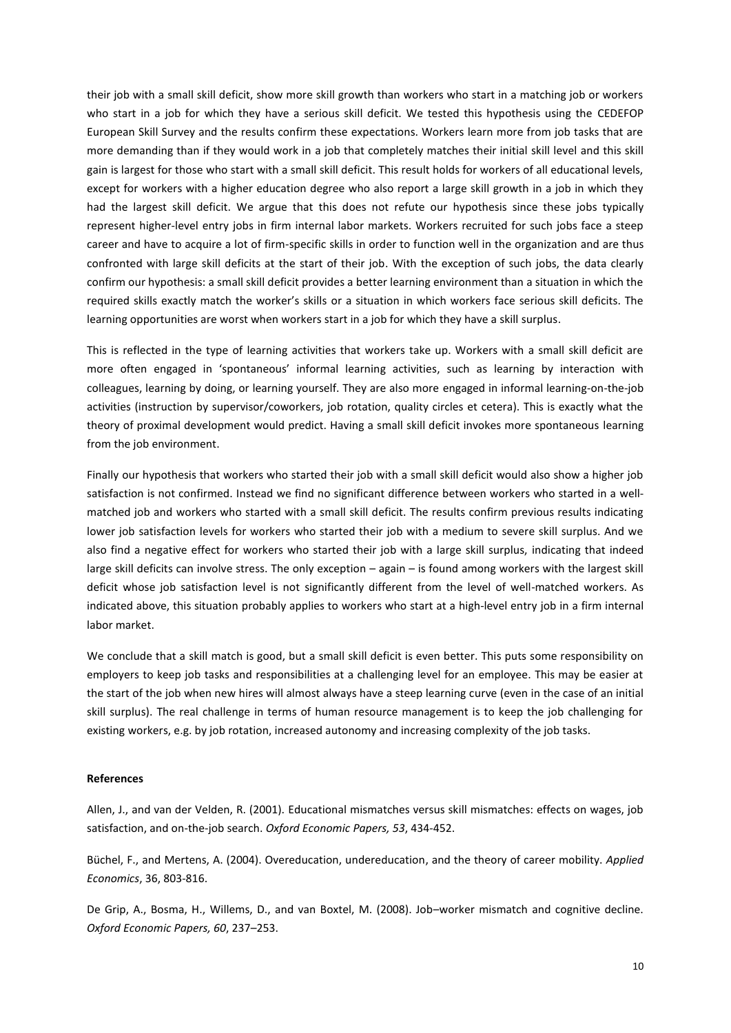their job with a small skill deficit, show more skill growth than workers who start in a matching job or workers who start in a job for which they have a serious skill deficit. We tested this hypothesis using the CEDEFOP European Skill Survey and the results confirm these expectations. Workers learn more from job tasks that are more demanding than if they would work in a job that completely matches their initial skill level and this skill gain is largest for those who start with a small skill deficit. This result holds for workers of all educational levels, except for workers with a higher education degree who also report a large skill growth in a job in which they had the largest skill deficit. We argue that this does not refute our hypothesis since these jobs typically represent higher-level entry jobs in firm internal labor markets. Workers recruited for such jobs face a steep career and have to acquire a lot of firm-specific skills in order to function well in the organization and are thus confronted with large skill deficits at the start of their job. With the exception of such jobs, the data clearly confirm our hypothesis: a small skill deficit provides a better learning environment than a situation in which the required skills exactly match the worker's skills or a situation in which workers face serious skill deficits. The learning opportunities are worst when workers start in a job for which they have a skill surplus.

This is reflected in the type of learning activities that workers take up. Workers with a small skill deficit are more often engaged in 'spontaneous' informal learning activities, such as learning by interaction with colleagues, learning by doing, or learning yourself. They are also more engaged in informal learning-on-the-job activities (instruction by supervisor/coworkers, job rotation, quality circles et cetera). This is exactly what the theory of proximal development would predict. Having a small skill deficit invokes more spontaneous learning from the job environment.

Finally our hypothesis that workers who started their job with a small skill deficit would also show a higher job satisfaction is not confirmed. Instead we find no significant difference between workers who started in a well-matched job and workers who started with a small skill deficit. The results confirm previous results indicating lower job satisfaction levels for workers who started their job with a medium to severe skill surplus. And we also find a negative effect for workers who started their job with a large skill surplus, indicating that indeed large skill deficits can involve stress. The only exception – again – is found among workers with the largest skill deficit whose job satisfaction level is not significantly different from the level of well-matched workers. As indicated above, this situation probably applies to workers who start at a high-level entry job in a firm internal labor market.

We conclude that a skill match is good, but a small skill deficit is even better. This puts some responsibility on employers to keep job tasks and responsibilities at a challenging level for an employee. This may be easier at the start of the job when new hires will almost always have a steep learning curve (even in the case of an initial skill surplus). The real challenge in terms of human resource management is to keep the job challenging for existing workers, e.g. by job rotation, increased autonomy and increasing complexity of the job tasks.

**References**

Allen, J., and van der Velden, R. (2001). Educational mismatches versus skill mismatches: effects on wages, job satisfaction, and on-the-job search. *Oxford Economic Papers, 53*, 434-452.

Büchel, F., and Mertens, A. (2004). Overeducation, undereducation, and the theory of career mobility. *Applied Economics*, 36, 803-816.

De Grip, A., Bosma, H., Willems, D., and van Boxtel, M. (2008). Job–worker mismatch and cognitive decline. *Oxford Economic Papers, 60*, 237–253.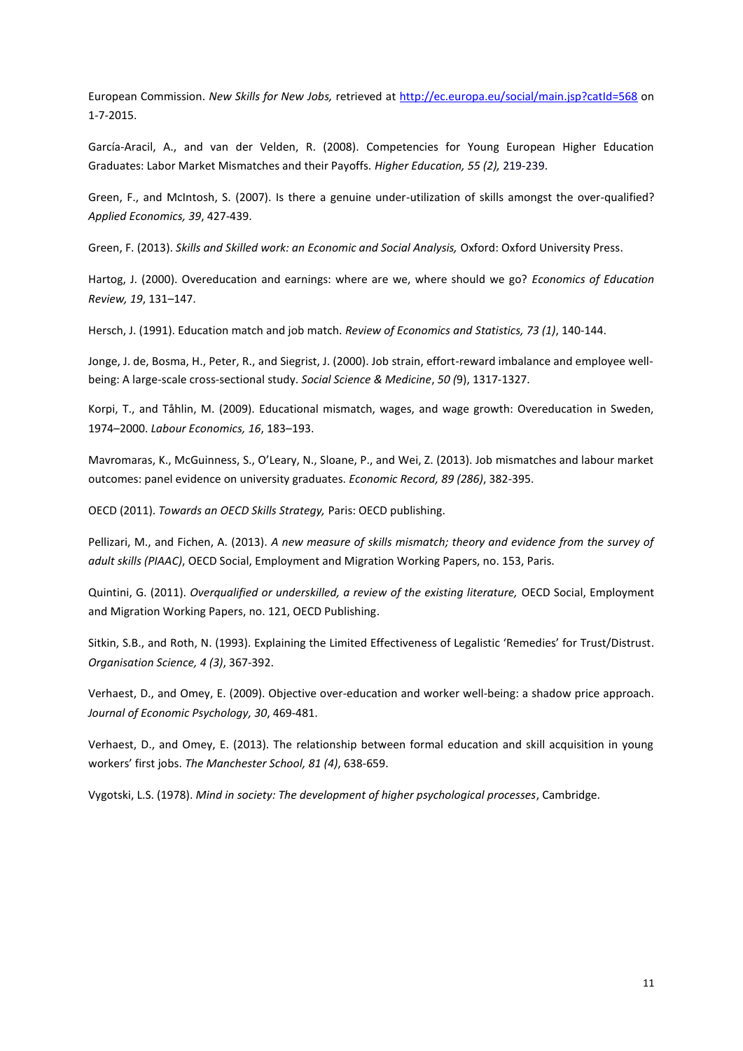European Commission. *New Skills for New Jobs,* retrieved at http://ec.europa.eu/social/main.jsp?catId=568 on 1-7-2015.

García-Aracil, A., and van der Velden, R. (2008). Competencies for Young European Higher Education Graduates: Labor Market Mismatches and their Payoffs. *Higher Education, 55 (2),* 219-239.

Green, F., and McIntosh, S. (2007). Is there a genuine under-utilization of skills amongst the over-qualified? *Applied Economics, 39*, 427-439.

Green, F. (2013). *Skills and Skilled work: an Economic and Social Analysis,* Oxford: Oxford University Press.

Hartog, J. (2000). Overeducation and earnings: where are we, where should we go? *Economics of Education Review, 19*, 131–147.

Hersch, J. (1991). Education match and job match. *Review of Economics and Statistics, 73 (1)*, 140-144.

Jonge, J. de, Bosma, H., Peter, R., and Siegrist, J. (2000). Job strain, effort-reward imbalance and employee well-being: A large-scale cross-sectional study. *Social Science & Medicine*, *50 (*9), 1317-1327.

Korpi, T., and Tåhlin, M. (2009). Educational mismatch, wages, and wage growth: Overeducation in Sweden, 1974–2000. *Labour Economics, 16*, 183–193.

Mavromaras, K., McGuinness, S., O'Leary, N., Sloane, P., and Wei, Z. (2013). Job mismatches and labour market outcomes: panel evidence on university graduates. *Economic Record, 89 (286)*, 382-395.

OECD (2011). *Towards an OECD Skills Strategy,* Paris: OECD publishing.

Pellizari, M., and Fichen, A. (2013). *A new measure of skills mismatch; theory and evidence from the survey of adult skills (PIAAC)*, OECD Social, Employment and Migration Working Papers, no. 153, Paris.

Quintini, G. (2011). *Overqualified or underskilled, a review of the existing literature,* OECD Social, Employment and Migration Working Papers, no. 121, OECD Publishing.

Sitkin, S.B., and Roth, N. (1993). Explaining the Limited Effectiveness of Legalistic 'Remedies' for Trust/Distrust. *Organisation Science, 4 (3)*, 367-392.

Verhaest, D., and Omey, E. (2009). Objective over-education and worker well-being: a shadow price approach. *Journal of Economic Psychology, 30*, 469-481.

Verhaest, D., and Omey, E. (2013). The relationship between formal education and skill acquisition in young workers' first jobs. *The Manchester School, 81 (4)*, 638-659.

Vygotski, L.S. (1978). *Mind in society: The development of higher psychological processes*, Cambridge.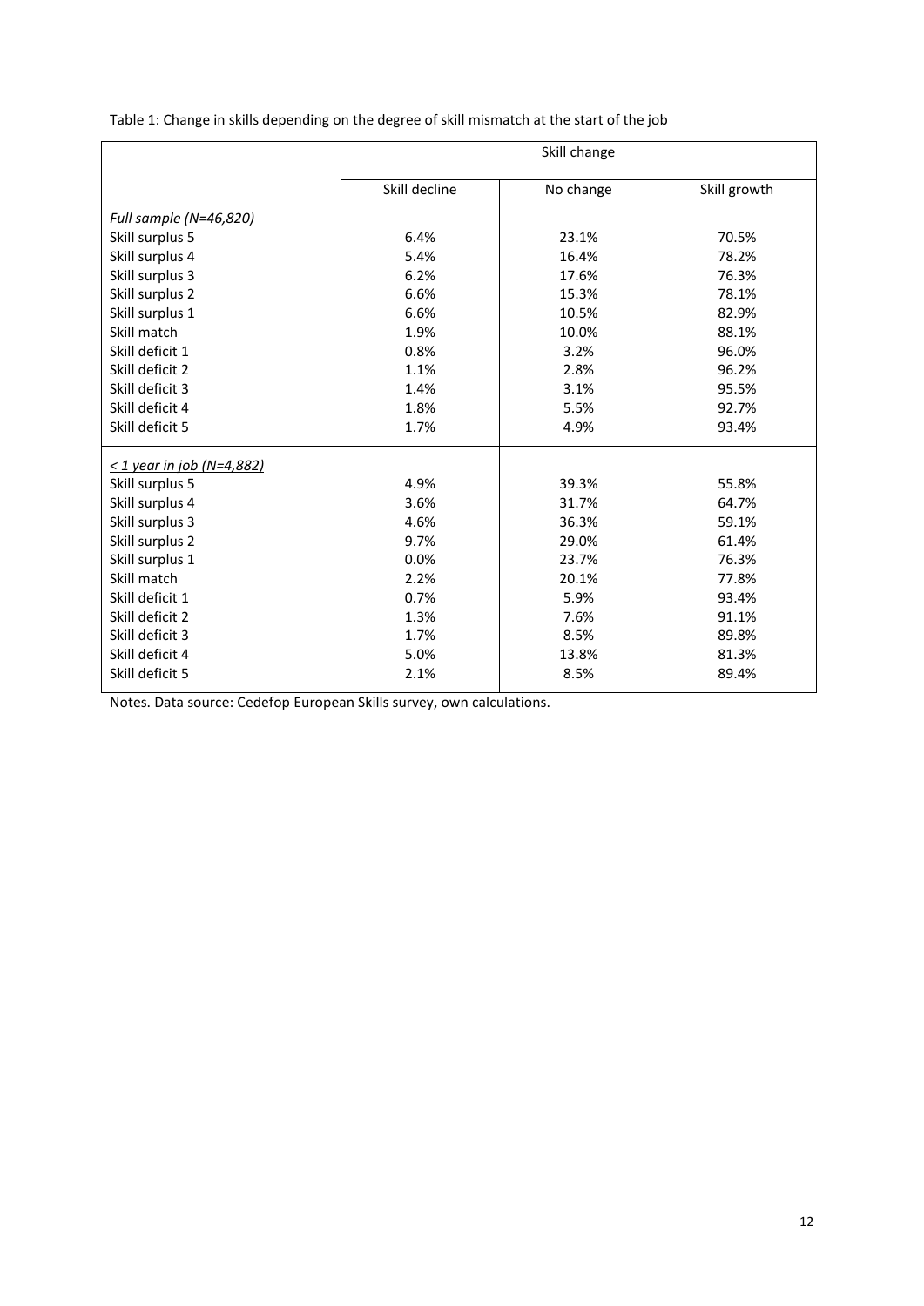Table 1: Change in skills depending on the degree of skill mismatch at the start of the job

| | Skill change | | |
|---|---|---|---|
| | Skill decline | No change | Skill growth |
| *Full sample (N=46,820)* | | | |
| Skill surplus 5 | 6.4% | 23.1% | 70.5% |
| Skill surplus 4 | 5.4% | 16.4% | 78.2% |
| Skill surplus 3 | 6.2% | 17.6% | 76.3% |
| Skill surplus 2 | 6.6% | 15.3% | 78.1% |
| Skill surplus 1 | 6.6% | 10.5% | 82.9% |
| Skill match | 1.9% | 10.0% | 88.1% |
| Skill deficit 1 | 0.8% | 3.2% | 96.0% |
| Skill deficit 2 | 1.1% | 2.8% | 96.2% |
| Skill deficit 3 | 1.4% | 3.1% | 95.5% |
| Skill deficit 4 | 1.8% | 5.5% | 92.7% |
| Skill deficit 5 | 1.7% | 4.9% | 93.4% |
| *< 1 year in job (N=4,882)* | | | |
| Skill surplus 5 | 4.9% | 39.3% | 55.8% |
| Skill surplus 4 | 3.6% | 31.7% | 64.7% |
| Skill surplus 3 | 4.6% | 36.3% | 59.1% |
| Skill surplus 2 | 9.7% | 29.0% | 61.4% |
| Skill surplus 1 | 0.0% | 23.7% | 76.3% |
| Skill match | 2.2% | 20.1% | 77.8% |
| Skill deficit 1 | 0.7% | 5.9% | 93.4% |
| Skill deficit 2 | 1.3% | 7.6% | 91.1% |
| Skill deficit 3 | 1.7% | 8.5% | 89.8% |
| Skill deficit 4 | 5.0% | 13.8% | 81.3% |
| Skill deficit 5 | 2.1% | 8.5% | 89.4% |

Notes. Data source: Cedefop European Skills survey, own calculations.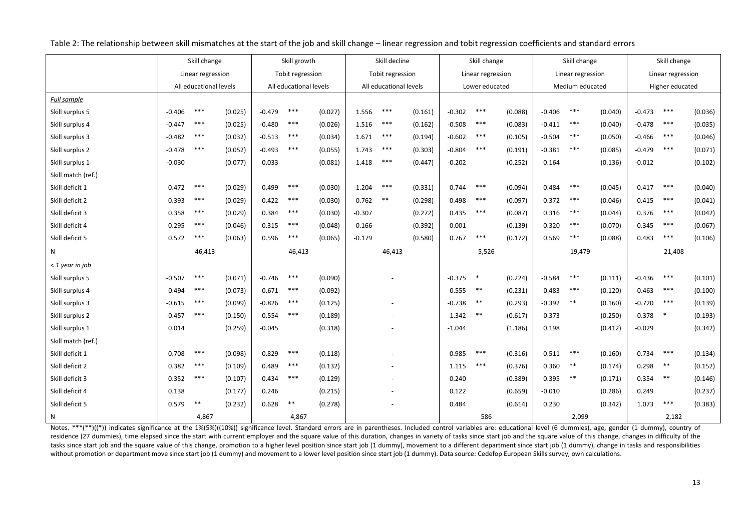Table 2: The relationship between skill mismatches at the start of the job and skill change – linear regression and tobit regression coefficients and standard errors

| | Skill change | | | Skill growth | | | Skill decline | | | Skill change | | | Skill change | | | Skill change | | |
|---|---|---|---|---|---|---|---|---|---|---|---|---|---|---|---|---|---|---|
| | Linear regression | | | Tobit regression | | | Tobit regression | | | Linear regression | | | Linear regression | | | Linear regression | | |
| | All educational levels | | | All educational levels | | | All educational levels | | | Lower educated | | | Medium educated | | | Higher educated | | |
| *Full sample* | | | | | | | | | | | | | | | | | | |
| Skill surplus 5 | -0.406 | *** | (0.025) | -0.479 | *** | (0.027) | 1.556 | *** | (0.161) | -0.302 | *** | (0.088) | -0.406 | *** | (0.040) | -0.473 | *** | (0.036) |
| Skill surplus 4 | -0.447 | *** | (0.025) | -0.480 | *** | (0.026) | 1.516 | *** | (0.162) | -0.508 | *** | (0.083) | -0.411 | *** | (0.040) | -0.478 | *** | (0.035) |
| Skill surplus 3 | -0.482 | *** | (0.032) | -0.513 | *** | (0.034) | 1.671 | *** | (0.194) | -0.602 | *** | (0.105) | -0.504 | *** | (0.050) | -0.466 | *** | (0.046) |
| Skill surplus 2 | -0.478 | *** | (0.052) | -0.493 | *** | (0.055) | 1.743 | *** | (0.303) | -0.804 | *** | (0.191) | -0.381 | *** | (0.085) | -0.479 | *** | (0.071) |
| Skill surplus 1 | -0.030 | | (0.077) | 0.033 | | (0.081) | 1.418 | *** | (0.447) | -0.202 | | (0.252) | 0.164 | | (0.136) | -0.012 | | (0.102) |
| Skill match (ref.) | | | | | | | | | | | | | | | | | | |
| Skill deficit 1 | 0.472 | *** | (0.029) | 0.499 | *** | (0.030) | -1.204 | *** | (0.331) | 0.744 | *** | (0.094) | 0.484 | *** | (0.045) | 0.417 | *** | (0.040) |
| Skill deficit 2 | 0.393 | *** | (0.029) | 0.422 | *** | (0.030) | -0.762 | ** | (0.298) | 0.498 | *** | (0.097) | 0.372 | *** | (0.046) | 0.415 | *** | (0.041) |
| Skill deficit 3 | 0.358 | *** | (0.029) | 0.384 | *** | (0.030) | -0.307 | | (0.272) | 0.435 | *** | (0.087) | 0.316 | *** | (0.044) | 0.376 | *** | (0.042) |
| Skill deficit 4 | 0.295 | *** | (0.046) | 0.315 | *** | (0.048) | 0.166 | | (0.392) | 0.001 | | (0.139) | 0.320 | *** | (0.070) | 0.345 | *** | (0.067) |
| Skill deficit 5 | 0.572 | *** | (0.063) | 0.596 | *** | (0.065) | -0.179 | | (0.580) | 0.767 | *** | (0.172) | 0.569 | *** | (0.088) | 0.483 | *** | (0.106) |
| N | 46,413 | | | 46,413 | | | 46,413 | | | 5,526 | | | 19,479 | | | 21,408 | | |
| *< 1 year in job* | | | | | | | | | | | | | | | | | | |
| Skill surplus 5 | -0.507 | *** | (0.071) | -0.746 | *** | (0.090) | - | | | -0.375 | * | (0.224) | -0.584 | *** | (0.111) | -0.436 | *** | (0.101) |
| Skill surplus 4 | -0.494 | *** | (0.073) | -0.671 | *** | (0.092) | - | | | -0.555 | ** | (0.231) | -0.483 | *** | (0.120) | -0.463 | *** | (0.100) |
| Skill surplus 3 | -0.615 | *** | (0.099) | -0.826 | *** | (0.125) | - | | | -0.738 | ** | (0.293) | -0.392 | ** | (0.160) | -0.720 | *** | (0.139) |
| Skill surplus 2 | -0.457 | *** | (0.150) | -0.554 | *** | (0.189) | - | | | -1.342 | ** | (0.617) | -0.373 | | (0.250) | -0.378 | * | (0.193) |
| Skill surplus 1 | 0.014 | | (0.259) | -0.045 | | (0.318) | - | | | -1.044 | | (1.186) | 0.198 | | (0.412) | -0.029 | | (0.342) |
| Skill match (ref.) | | | | | | | | | | | | | | | | | | |
| Skill deficit 1 | 0.708 | *** | (0.098) | 0.829 | *** | (0.118) | - | | | 0.985 | *** | (0.316) | 0.511 | *** | (0.160) | 0.734 | *** | (0.134) |
| Skill deficit 2 | 0.382 | *** | (0.109) | 0.489 | *** | (0.132) | - | | | 1.115 | *** | (0.376) | 0.360 | ** | (0.174) | 0.298 | ** | (0.152) |
| Skill deficit 3 | 0.352 | *** | (0.107) | 0.434 | *** | (0.129) | - | | | 0.240 | | (0.389) | 0.395 | ** | (0.171) | 0.354 | ** | (0.146) |
| Skill deficit 4 | 0.138 | | (0.177) | 0.246 | | (0.215) | - | | | 0.122 | | (0.659) | -0.010 | | (0.286) | 0.249 | | (0.237) |
| Skill deficit 5 | 0.579 | ** | (0.232) | 0.628 | ** | (0.278) | - | | | 0.484 | | (0.614) | 0.230 | | (0.342) | 1.073 | *** | (0.383) |
| N | 4,867 | | | 4,867 | | | | | | 586 | | | 2,099 | | | 2,182 | | |

Notes. ***(**)((*)) indicates significance at the 1%(5%)((10%)) significance level. Standard errors are in parentheses. Included control variables are: educational level (6 dummies), age, gender (1 dummy), country of residence (27 dummies), time elapsed since the start with current employer and the square value of this duration, changes in variety of tasks since start job and the square value of this change, changes in difficulty of the tasks since start job and the square value of this change, promotion to a higher level position since start job (1 dummy), movement to a different department since start job (1 dummy), change in tasks and responsibilities without promotion or department move since start job (1 dummy) and movement to a lower level position since start job (1 dummy). Data source: Cedefop European Skills survey, own calculations.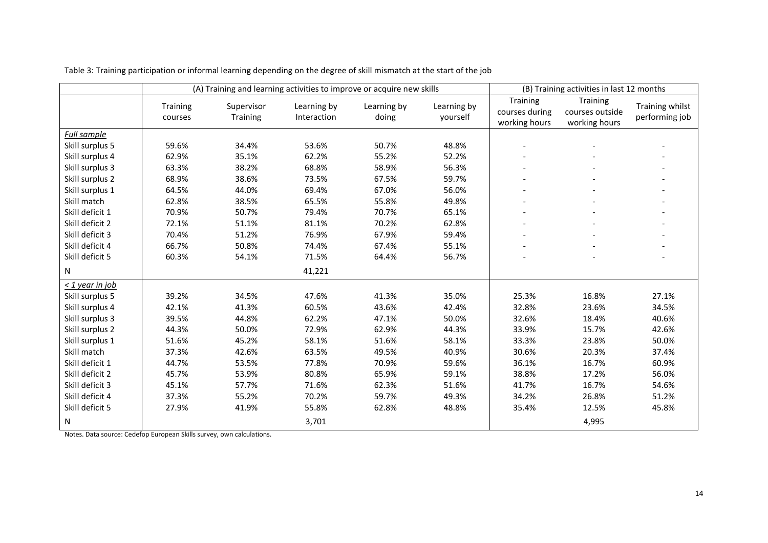Table 3: Training participation or informal learning depending on the degree of skill mismatch at the start of the job

| | (A) Training and learning activities to improve or acquire new skills | | | | | (B) Training activities in last 12 months | | |
|---|---|---|---|---|---|---|---|---|
| | Training courses | Supervisor Training | Learning by Interaction | Learning by doing | Learning by yourself | Training courses during working hours | Training courses outside working hours | Training whilst performing job |
| *Full sample* | | | | | | | | |
| Skill surplus 5 | 59.6% | 34.4% | 53.6% | 50.7% | 48.8% | - | - | - |
| Skill surplus 4 | 62.9% | 35.1% | 62.2% | 55.2% | 52.2% | - | - | - |
| Skill surplus 3 | 63.3% | 38.2% | 68.8% | 58.9% | 56.3% | - | - | - |
| Skill surplus 2 | 68.9% | 38.6% | 73.5% | 67.5% | 59.7% | - | - | - |
| Skill surplus 1 | 64.5% | 44.0% | 69.4% | 67.0% | 56.0% | - | - | - |
| Skill match | 62.8% | 38.5% | 65.5% | 55.8% | 49.8% | - | - | - |
| Skill deficit 1 | 70.9% | 50.7% | 79.4% | 70.7% | 65.1% | - | - | - |
| Skill deficit 2 | 72.1% | 51.1% | 81.1% | 70.2% | 62.8% | - | - | - |
| Skill deficit 3 | 70.4% | 51.2% | 76.9% | 67.9% | 59.4% | - | - | - |
| Skill deficit 4 | 66.7% | 50.8% | 74.4% | 67.4% | 55.1% | - | - | - |
| Skill deficit 5 | 60.3% | 54.1% | 71.5% | 64.4% | 56.7% | - | - | - |
| N | | | 41,221 | | | | | |
| *< 1 year in job* | | | | | | | | |
| Skill surplus 5 | 39.2% | 34.5% | 47.6% | 41.3% | 35.0% | 25.3% | 16.8% | 27.1% |
| Skill surplus 4 | 42.1% | 41.3% | 60.5% | 43.6% | 42.4% | 32.8% | 23.6% | 34.5% |
| Skill surplus 3 | 39.5% | 44.8% | 62.2% | 47.1% | 50.0% | 32.6% | 18.4% | 40.6% |
| Skill surplus 2 | 44.3% | 50.0% | 72.9% | 62.9% | 44.3% | 33.9% | 15.7% | 42.6% |
| Skill surplus 1 | 51.6% | 45.2% | 58.1% | 51.6% | 58.1% | 33.3% | 23.8% | 50.0% |
| Skill match | 37.3% | 42.6% | 63.5% | 49.5% | 40.9% | 30.6% | 20.3% | 37.4% |
| Skill deficit 1 | 44.7% | 53.5% | 77.8% | 70.9% | 59.6% | 36.1% | 16.7% | 60.9% |
| Skill deficit 2 | 45.7% | 53.9% | 80.8% | 65.9% | 59.1% | 38.8% | 17.2% | 56.0% |
| Skill deficit 3 | 45.1% | 57.7% | 71.6% | 62.3% | 51.6% | 41.7% | 16.7% | 54.6% |
| Skill deficit 4 | 37.3% | 55.2% | 70.2% | 59.7% | 49.3% | 34.2% | 26.8% | 51.2% |
| Skill deficit 5 | 27.9% | 41.9% | 55.8% | 62.8% | 48.8% | 35.4% | 12.5% | 45.8% |
| N | | | 3,701 | | | | 4,995 | |

Notes. Data source: Cedefop European Skills survey, own calculations.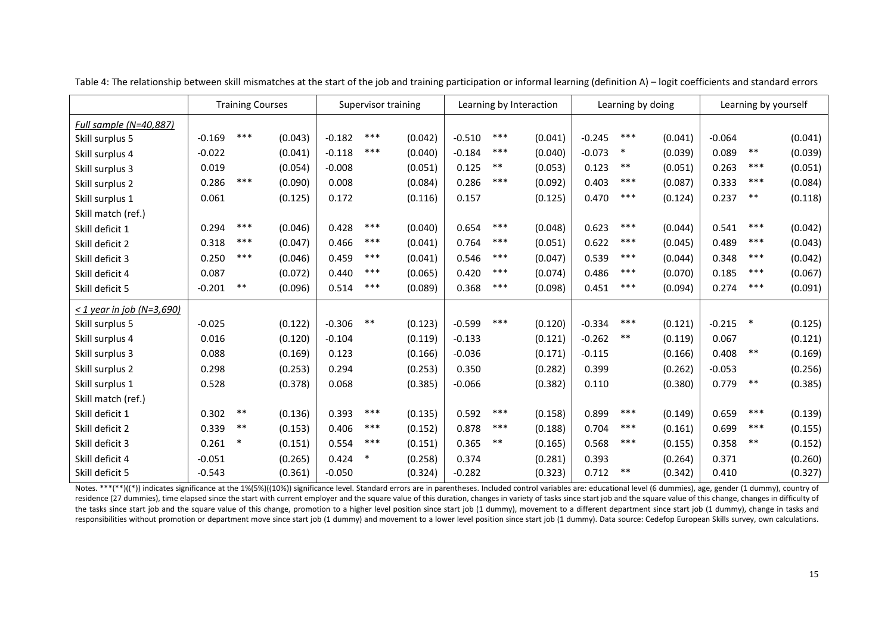Table 4: The relationship between skill mismatches at the start of the job and training participation or informal learning (definition A) – logit coefficients and standard errors

| | Training Courses | | | Supervisor training | | | Learning by Interaction | | | Learning by doing | | | Learning by yourself | | |
|---|---|---|---|---|---|---|---|---|---|---|---|---|---|---|---|
| *Full sample (N=40,887)* | | | | | | | | | | | | | | | |
| Skill surplus 5 | -0.169 | *** | (0.043) | -0.182 | *** | (0.042) | -0.510 | *** | (0.041) | -0.245 | *** | (0.041) | -0.064 | | (0.041) |
| Skill surplus 4 | -0.022 | | (0.041) | -0.118 | *** | (0.040) | -0.184 | *** | (0.040) | -0.073 | * | (0.039) | 0.089 | ** | (0.039) |
| Skill surplus 3 | 0.019 | | (0.054) | -0.008 | | (0.051) | 0.125 | ** | (0.053) | 0.123 | ** | (0.051) | 0.263 | *** | (0.051) |
| Skill surplus 2 | 0.286 | *** | (0.090) | 0.008 | | (0.084) | 0.286 | *** | (0.092) | 0.403 | *** | (0.087) | 0.333 | *** | (0.084) |
| Skill surplus 1 | 0.061 | | (0.125) | 0.172 | | (0.116) | 0.157 | | (0.125) | 0.470 | *** | (0.124) | 0.237 | ** | (0.118) |
| Skill match (ref.) | | | | | | | | | | | | | | | |
| Skill deficit 1 | 0.294 | *** | (0.046) | 0.428 | *** | (0.040) | 0.654 | *** | (0.048) | 0.623 | *** | (0.044) | 0.541 | *** | (0.042) |
| Skill deficit 2 | 0.318 | *** | (0.047) | 0.466 | *** | (0.041) | 0.764 | *** | (0.051) | 0.622 | *** | (0.045) | 0.489 | *** | (0.043) |
| Skill deficit 3 | 0.250 | *** | (0.046) | 0.459 | *** | (0.041) | 0.546 | *** | (0.047) | 0.539 | *** | (0.044) | 0.348 | *** | (0.042) |
| Skill deficit 4 | 0.087 | | (0.072) | 0.440 | *** | (0.065) | 0.420 | *** | (0.074) | 0.486 | *** | (0.070) | 0.185 | *** | (0.067) |
| Skill deficit 5 | -0.201 | ** | (0.096) | 0.514 | *** | (0.089) | 0.368 | *** | (0.098) | 0.451 | *** | (0.094) | 0.274 | *** | (0.091) |
| *< 1 year in job (N=3,690)* | | | | | | | | | | | | | | | |
| Skill surplus 5 | -0.025 | | (0.122) | -0.306 | ** | (0.123) | -0.599 | *** | (0.120) | -0.334 | *** | (0.121) | -0.215 | * | (0.125) |
| Skill surplus 4 | 0.016 | | (0.120) | -0.104 | | (0.119) | -0.133 | | (0.121) | -0.262 | ** | (0.119) | 0.067 | | (0.121) |
| Skill surplus 3 | 0.088 | | (0.169) | 0.123 | | (0.166) | -0.036 | | (0.171) | -0.115 | | (0.166) | 0.408 | ** | (0.169) |
| Skill surplus 2 | 0.298 | | (0.253) | 0.294 | | (0.253) | 0.350 | | (0.282) | 0.399 | | (0.262) | -0.053 | | (0.256) |
| Skill surplus 1 | 0.528 | | (0.378) | 0.068 | | (0.385) | -0.066 | | (0.382) | 0.110 | | (0.380) | 0.779 | ** | (0.385) |
| Skill match (ref.) | | | | | | | | | | | | | | | |
| Skill deficit 1 | 0.302 | ** | (0.136) | 0.393 | *** | (0.135) | 0.592 | *** | (0.158) | 0.899 | *** | (0.149) | 0.659 | *** | (0.139) |
| Skill deficit 2 | 0.339 | ** | (0.153) | 0.406 | *** | (0.152) | 0.878 | *** | (0.188) | 0.704 | *** | (0.161) | 0.699 | *** | (0.155) |
| Skill deficit 3 | 0.261 | * | (0.151) | 0.554 | *** | (0.151) | 0.365 | ** | (0.165) | 0.568 | *** | (0.155) | 0.358 | ** | (0.152) |
| Skill deficit 4 | -0.051 | | (0.265) | 0.424 | * | (0.258) | 0.374 | | (0.281) | 0.393 | | (0.264) | 0.371 | | (0.260) |
| Skill deficit 5 | -0.543 | | (0.361) | -0.050 | | (0.324) | -0.282 | | (0.323) | 0.712 | ** | (0.342) | 0.410 | | (0.327) |

Notes. ***(**)((*)) indicates significance at the 1%(5%)((10%)) significance level. Standard errors are in parentheses. Included control variables are: educational level (6 dummies), age, gender (1 dummy), country of residence (27 dummies), time elapsed since the start with current employer and the square value of this duration, changes in variety of tasks since start job and the square value of this change, changes in difficulty of the tasks since start job and the square value of this change, promotion to a higher level position since start job (1 dummy), movement to a different department since start job (1 dummy), change in tasks and responsibilities without promotion or department move since start job (1 dummy) and movement to a lower level position since start job (1 dummy). Data source: Cedefop European Skills survey, own calculations.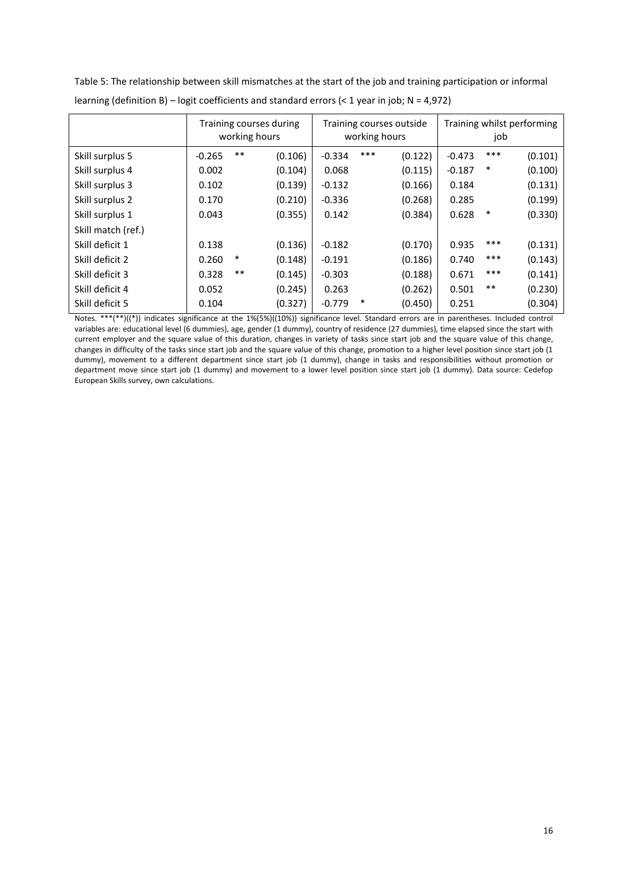Table 5: The relationship between skill mismatches at the start of the job and training participation or informal learning (definition B) – logit coefficients and standard errors (< 1 year in job; N = 4,972)

| | Training courses during working hours | | | Training courses outside working hours | | | Training whilst performing job | | |
|---|---|---|---|---|---|---|---|---|---|
| Skill surplus 5 | -0.265 | ** | (0.106) | -0.334 | *** | (0.122) | -0.473 | *** | (0.101) |
| Skill surplus 4 | 0.002 | | (0.104) | 0.068 | | (0.115) | -0.187 | * | (0.100) |
| Skill surplus 3 | 0.102 | | (0.139) | -0.132 | | (0.166) | 0.184 | | (0.131) |
| Skill surplus 2 | 0.170 | | (0.210) | -0.336 | | (0.268) | 0.285 | | (0.199) |
| Skill surplus 1 | 0.043 | | (0.355) | 0.142 | | (0.384) | 0.628 | * | (0.330) |
| Skill match (ref.) | | | | | | | | | |
| Skill deficit 1 | 0.138 | | (0.136) | -0.182 | | (0.170) | 0.935 | *** | (0.131) |
| Skill deficit 2 | 0.260 | * | (0.148) | -0.191 | | (0.186) | 0.740 | *** | (0.143) |
| Skill deficit 3 | 0.328 | ** | (0.145) | -0.303 | | (0.188) | 0.671 | *** | (0.141) |
| Skill deficit 4 | 0.052 | | (0.245) | 0.263 | | (0.262) | 0.501 | ** | (0.230) |
| Skill deficit 5 | 0.104 | | (0.327) | -0.779 | * | (0.450) | 0.251 | | (0.304) |

Notes. ***(**)((*)) indicates significance at the 1%(5%)((10%)) significance level. Standard errors are in parentheses. Included control variables are: educational level (6 dummies), age, gender (1 dummy), country of residence (27 dummies), time elapsed since the start with current employer and the square value of this duration, changes in variety of tasks since start job and the square value of this change, changes in difficulty of the tasks since start job and the square value of this change, promotion to a higher level position since start job (1 dummy), movement to a different department since start job (1 dummy), change in tasks and responsibilities without promotion or department move since start job (1 dummy) and movement to a lower level position since start job (1 dummy). Data source: Cedefop European Skills survey, own calculations.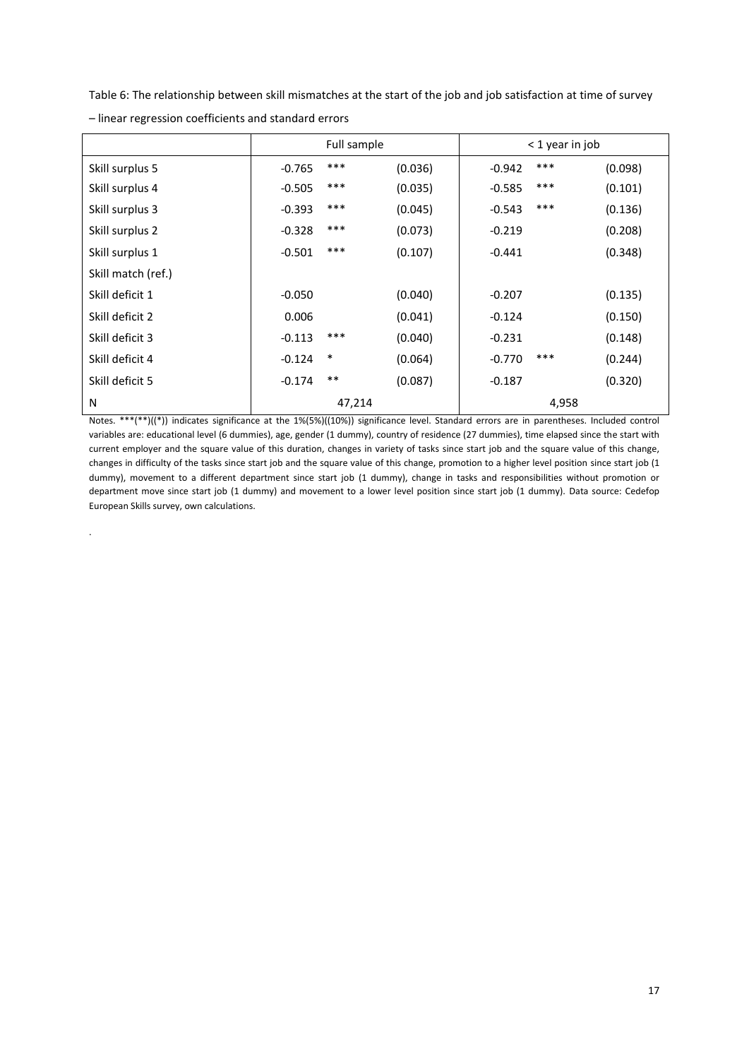Table 6: The relationship between skill mismatches at the start of the job and job satisfaction at time of survey – linear regression coefficients and standard errors

| | Full sample | | | < 1 year in job | | |
|---|---|---|---|---|---|---|
| Skill surplus 5 | -0.765 | *** | (0.036) | -0.942 | *** | (0.098) |
| Skill surplus 4 | -0.505 | *** | (0.035) | -0.585 | *** | (0.101) |
| Skill surplus 3 | -0.393 | *** | (0.045) | -0.543 | *** | (0.136) |
| Skill surplus 2 | -0.328 | *** | (0.073) | -0.219 | | (0.208) |
| Skill surplus 1 | -0.501 | *** | (0.107) | -0.441 | | (0.348) |
| Skill match (ref.) | | | | | | |
| Skill deficit 1 | -0.050 | | (0.040) | -0.207 | | (0.135) |
| Skill deficit 2 | 0.006 | | (0.041) | -0.124 | | (0.150) |
| Skill deficit 3 | -0.113 | *** | (0.040) | -0.231 | | (0.148) |
| Skill deficit 4 | -0.124 | * | (0.064) | -0.770 | *** | (0.244) |
| Skill deficit 5 | -0.174 | ** | (0.087) | -0.187 | | (0.320) |
| N | 47,214 | | | 4,958 | | |

Notes. ***(**)((*)) indicates significance at the 1%(5%)((10%)) significance level. Standard errors are in parentheses. Included control variables are: educational level (6 dummies), age, gender (1 dummy), country of residence (27 dummies), time elapsed since the start with current employer and the square value of this duration, changes in variety of tasks since start job and the square value of this change, changes in difficulty of the tasks since start job and the square value of this change, promotion to a higher level position since start job (1 dummy), movement to a different department since start job (1 dummy), change in tasks and responsibilities without promotion or department move since start job (1 dummy) and movement to a lower level position since start job (1 dummy). Data source: Cedefop European Skills survey, own calculations.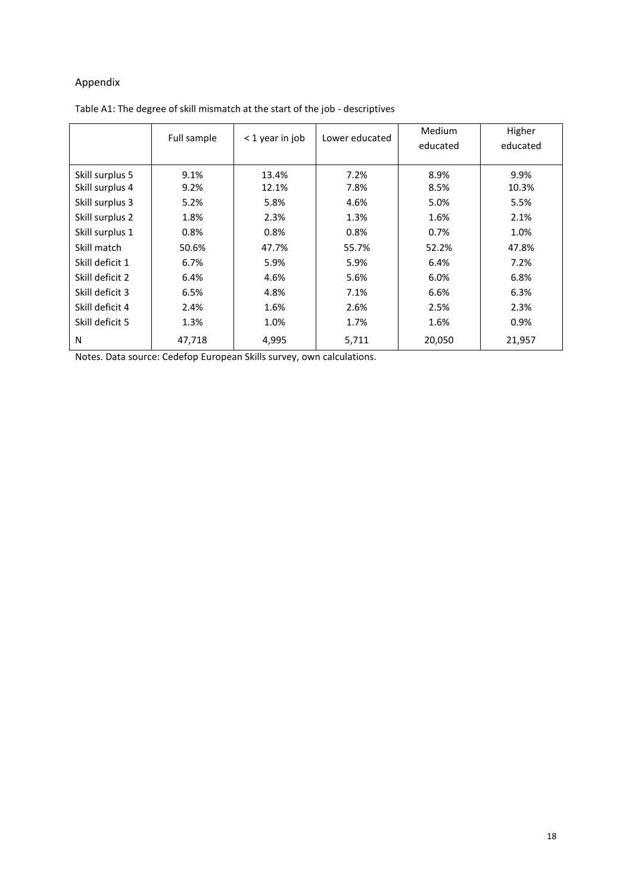## Appendix

Table A1: The degree of skill mismatch at the start of the job - descriptives

| | Full sample | < 1 year in job | Lower educated | Medium educated | Higher educated |
|---|---|---|---|---|---|
| Skill surplus 5 | 9.1% | 13.4% | 7.2% | 8.9% | 9.9% |
| Skill surplus 4 | 9.2% | 12.1% | 7.8% | 8.5% | 10.3% |
| Skill surplus 3 | 5.2% | 5.8% | 4.6% | 5.0% | 5.5% |
| Skill surplus 2 | 1.8% | 2.3% | 1.3% | 1.6% | 2.1% |
| Skill surplus 1 | 0.8% | 0.8% | 0.8% | 0.7% | 1.0% |
| Skill match | 50.6% | 47.7% | 55.7% | 52.2% | 47.8% |
| Skill deficit 1 | 6.7% | 5.9% | 5.9% | 6.4% | 7.2% |
| Skill deficit 2 | 6.4% | 4.6% | 5.6% | 6.0% | 6.8% |
| Skill deficit 3 | 6.5% | 4.8% | 7.1% | 6.6% | 6.3% |
| Skill deficit 4 | 2.4% | 1.6% | 2.6% | 2.5% | 2.3% |
| Skill deficit 5 | 1.3% | 1.0% | 1.7% | 1.6% | 0.9% |
| N | 47,718 | 4,995 | 5,711 | 20,050 | 21,957 |

Notes. Data source: Cedefop European Skills survey, own calculations.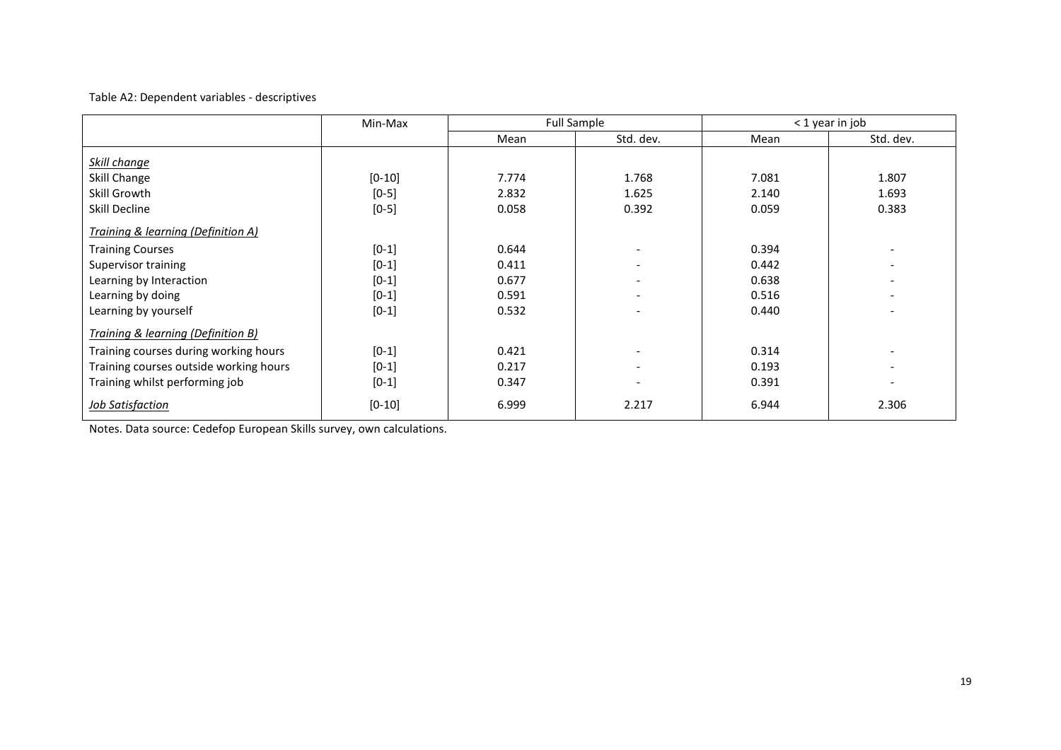Table A2: Dependent variables - descriptives

| | Min-Max | Full Sample | | < 1 year in job | |
|---|---|---|---|---|---|
| | | Mean | Std. dev. | Mean | Std. dev. |
| *Skill change* | | | | | |
| Skill Change | [0-10] | 7.774 | 1.768 | 7.081 | 1.807 |
| Skill Growth | [0-5] | 2.832 | 1.625 | 2.140 | 1.693 |
| Skill Decline | [0-5] | 0.058 | 0.392 | 0.059 | 0.383 |
| *Training & learning (Definition A)* | | | | | |
| Training Courses | [0-1] | 0.644 | - | 0.394 | - |
| Supervisor training | [0-1] | 0.411 | - | 0.442 | - |
| Learning by Interaction | [0-1] | 0.677 | - | 0.638 | - |
| Learning by doing | [0-1] | 0.591 | - | 0.516 | - |
| Learning by yourself | [0-1] | 0.532 | - | 0.440 | - |
| *Training & learning (Definition B)* | | | | | |
| Training courses during working hours | [0-1] | 0.421 | - | 0.314 | - |
| Training courses outside working hours | [0-1] | 0.217 | - | 0.193 | - |
| Training whilst performing job | [0-1] | 0.347 | - | 0.391 | - |
| *Job Satisfaction* | [0-10] | 6.999 | 2.217 | 6.944 | 2.306 |

Notes. Data source: Cedefop European Skills survey, own calculations.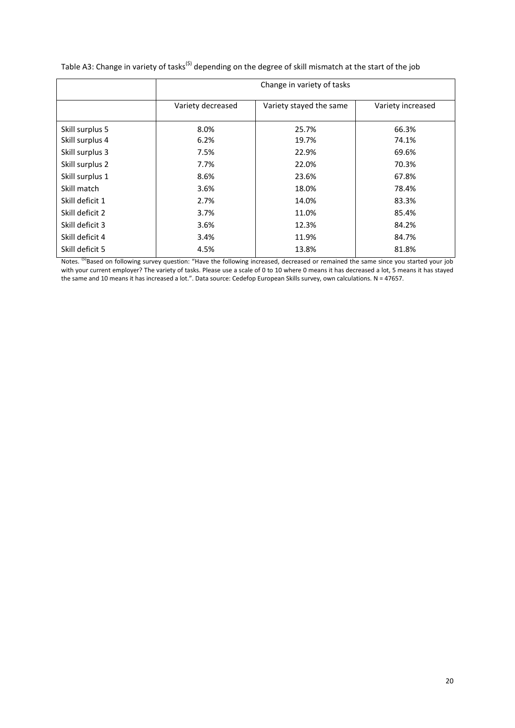Table A3: Change in variety of tasks[(5)] depending on the degree of skill mismatch at the start of the job

| | Change in variety of tasks | | |
|---|---|---|---|
| | Variety decreased | Variety stayed the same | Variety increased |
| Skill surplus 5 | 8.0% | 25.7% | 66.3% |
| Skill surplus 4 | 6.2% | 19.7% | 74.1% |
| Skill surplus 3 | 7.5% | 22.9% | 69.6% |
| Skill surplus 2 | 7.7% | 22.0% | 70.3% |
| Skill surplus 1 | 8.6% | 23.6% | 67.8% |
| Skill match | 3.6% | 18.0% | 78.4% |
| Skill deficit 1 | 2.7% | 14.0% | 83.3% |
| Skill deficit 2 | 3.7% | 11.0% | 85.4% |
| Skill deficit 3 | 3.6% | 12.3% | 84.2% |
| Skill deficit 4 | 3.4% | 11.9% | 84.7% |
| Skill deficit 5 | 4.5% | 13.8% | 81.8% |

Notes. [(5)]Based on following survey question: "Have the following increased, decreased or remained the same since you started your job with your current employer? The variety of tasks. Please use a scale of 0 to 10 where 0 means it has decreased a lot, 5 means it has stayed the same and 10 means it has increased a lot.". Data source: Cedefop European Skills survey, own calculations. N = 47657.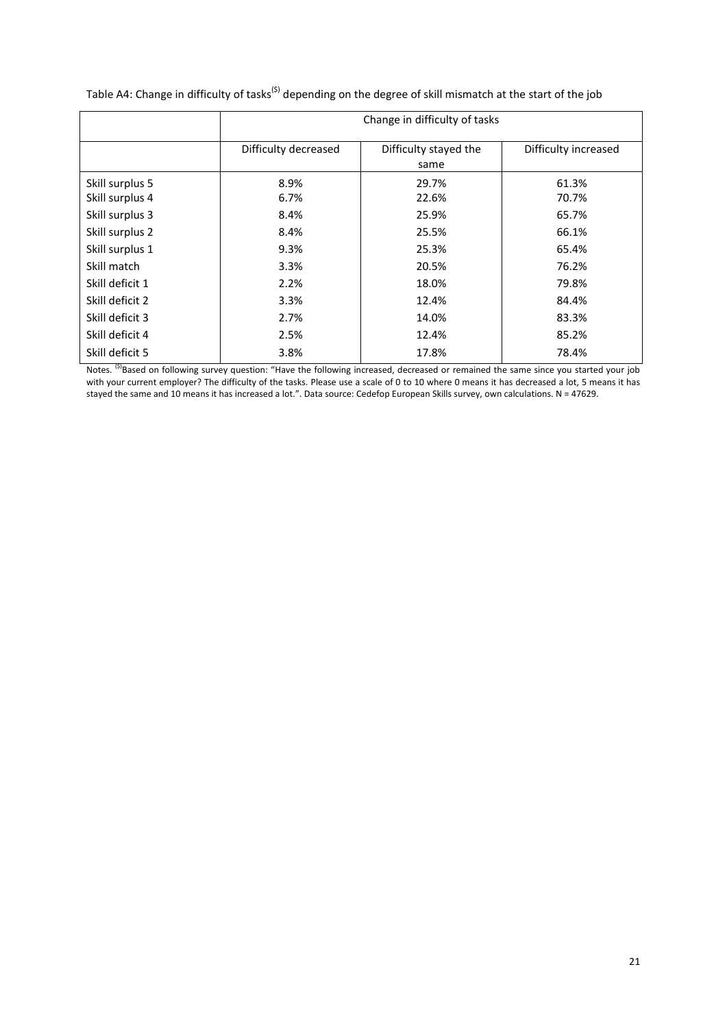Table A4: Change in difficulty of tasks[$] depending on the degree of skill mismatch at the start of the job

| | Change in difficulty of tasks | | |
|---|---|---|---|
| | Difficulty decreased | Difficulty stayed the same | Difficulty increased |
| Skill surplus 5 | 8.9% | 29.7% | 61.3% |
| Skill surplus 4 | 6.7% | 22.6% | 70.7% |
| Skill surplus 3 | 8.4% | 25.9% | 65.7% |
| Skill surplus 2 | 8.4% | 25.5% | 66.1% |
| Skill surplus 1 | 9.3% | 25.3% | 65.4% |
| Skill match | 3.3% | 20.5% | 76.2% |
| Skill deficit 1 | 2.2% | 18.0% | 79.8% |
| Skill deficit 2 | 3.3% | 12.4% | 84.4% |
| Skill deficit 3 | 2.7% | 14.0% | 83.3% |
| Skill deficit 4 | 2.5% | 12.4% | 85.2% |
| Skill deficit 5 | 3.8% | 17.8% | 78.4% |

Notes. [$]Based on following survey question: "Have the following increased, decreased or remained the same since you started your job with your current employer? The difficulty of the tasks. Please use a scale of 0 to 10 where 0 means it has decreased a lot, 5 means it has stayed the same and 10 means it has increased a lot.". Data source: Cedefop European Skills survey, own calculations. N = 47629.